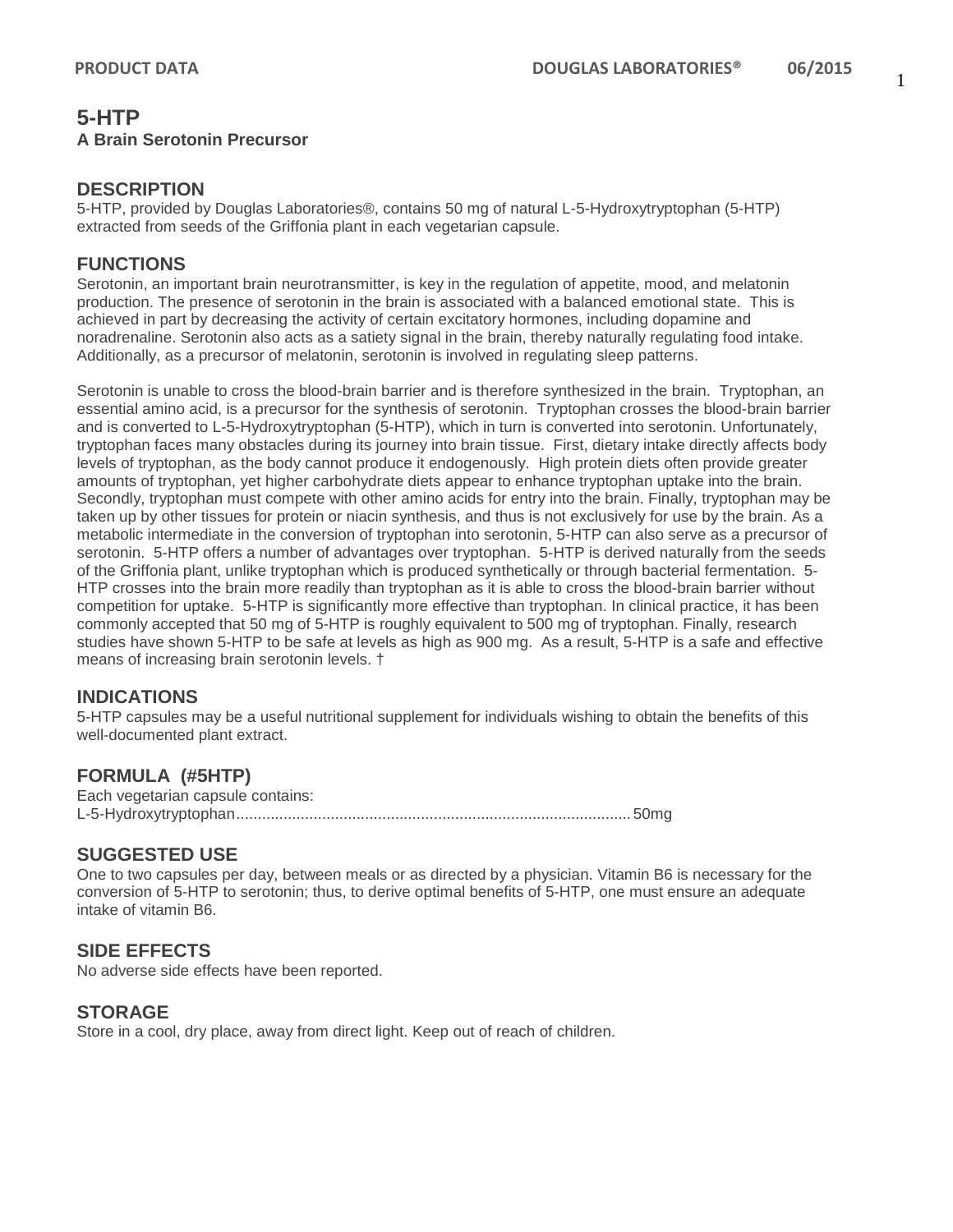# 5-HTP

**A Brain Serotonin Precursor**

## DESCRIPTION

5-HTP, provided by Douglas Laboratories®, contains 50 mg of natural L-5-Hydroxytryptophan (5-HTP) extracted from seeds of the Griffonia plant in each vegetarian capsule.

## FUNCTIONS

Serotonin, an important brain neurotransmitter, is key in the regulation of appetite, mood, and melatonin production. The presence of serotonin in the brain is associated with a balanced emotional state. This is achieved in part by decreasing the activity of certain excitatory hormones, including dopamine and noradrenaline. Serotonin also acts as a satiety signal in the brain, thereby naturally regulating food intake. Additionally, as a precursor of melatonin, serotonin is involved in regulating sleep patterns.

Serotonin is unable to cross the blood-brain barrier and is therefore synthesized in the brain. Tryptophan, an essential amino acid, is a precursor for the synthesis of serotonin. Tryptophan crosses the blood-brain barrier and is converted to L-5-Hydroxytryptophan (5-HTP), which in turn is converted into serotonin. Unfortunately, tryptophan faces many obstacles during its journey into brain tissue. First, dietary intake directly affects body levels of tryptophan, as the body cannot produce it endogenously. High protein diets often provide greater amounts of tryptophan, yet higher carbohydrate diets appear to enhance tryptophan uptake into the brain. Secondly, tryptophan must compete with other amino acids for entry into the brain. Finally, tryptophan may be taken up by other tissues for protein or niacin synthesis, and thus is not exclusively for use by the brain. As a metabolic intermediate in the conversion of tryptophan into serotonin, 5-HTP can also serve as a precursor of serotonin. 5-HTP offers a number of advantages over tryptophan. 5-HTP is derived naturally from the seeds of the Griffonia plant, unlike tryptophan which is produced synthetically or through bacterial fermentation. 5-HTP crosses into the brain more readily than tryptophan as it is able to cross the blood-brain barrier without competition for uptake. 5-HTP is significantly more effective than tryptophan. In clinical practice, it has been commonly accepted that 50 mg of 5-HTP is roughly equivalent to 500 mg of tryptophan. Finally, research studies have shown 5-HTP to be safe at levels as high as 900 mg. As a result, 5-HTP is a safe and effective means of increasing brain serotonin levels. †

## INDICATIONS

5-HTP capsules may be a useful nutritional supplement for individuals wishing to obtain the benefits of this well-documented plant extract.

## FORMULA (#5HTP)

Each vegetarian capsule contains:
L-5-Hydroxytryptophan.......................................................................................... 50mg

## SUGGESTED USE

One to two capsules per day, between meals or as directed by a physician. Vitamin B6 is necessary for the conversion of 5-HTP to serotonin; thus, to derive optimal benefits of 5-HTP, one must ensure an adequate intake of vitamin B6.

## SIDE EFFECTS

No adverse side effects have been reported.

## STORAGE

Store in a cool, dry place, away from direct light. Keep out of reach of children.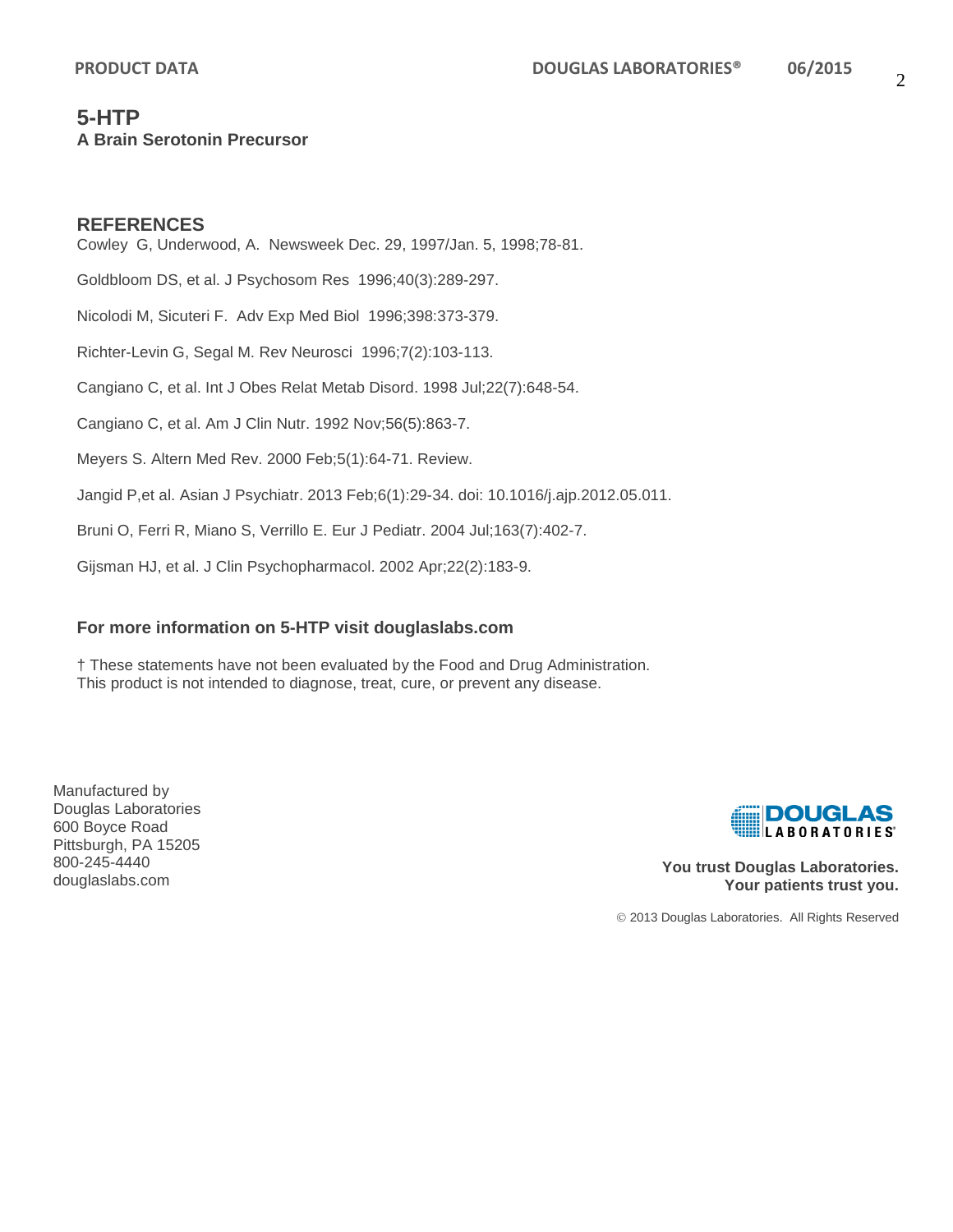# 5-HTP

**A Brain Serotonin Precursor**

## REFERENCES

Cowley G, Underwood, A. Newsweek Dec. 29, 1997/Jan. 5, 1998;78-81.

Goldbloom DS, et al. J Psychosom Res 1996;40(3):289-297.

Nicolodi M, Sicuteri F. Adv Exp Med Biol 1996;398:373-379.

Richter-Levin G, Segal M. Rev Neurosci 1996;7(2):103-113.

Cangiano C, et al. Int J Obes Relat Metab Disord. 1998 Jul;22(7):648-54.

Cangiano C, et al. Am J Clin Nutr. 1992 Nov;56(5):863-7.

Meyers S. Altern Med Rev. 2000 Feb;5(1):64-71. Review.

Jangid P,et al. Asian J Psychiatr. 2013 Feb;6(1):29-34. doi: 10.1016/j.ajp.2012.05.011.

Bruni O, Ferri R, Miano S, Verrillo E. Eur J Pediatr. 2004 Jul;163(7):402-7.

Gijsman HJ, et al. J Clin Psychopharmacol. 2002 Apr;22(2):183-9.

**For more information on 5-HTP visit douglaslabs.com**

† These statements have not been evaluated by the Food and Drug Administration.
This product is not intended to diagnose, treat, cure, or prevent any disease.

Manufactured by
Douglas Laboratories
600 Boyce Road
Pittsburgh, PA 15205
800-245-4440
douglaslabs.com

DOUGLAS LABORATORIES®

**You trust Douglas Laboratories.**
**Your patients trust you.**

© 2013 Douglas Laboratories. All Rights Reserved